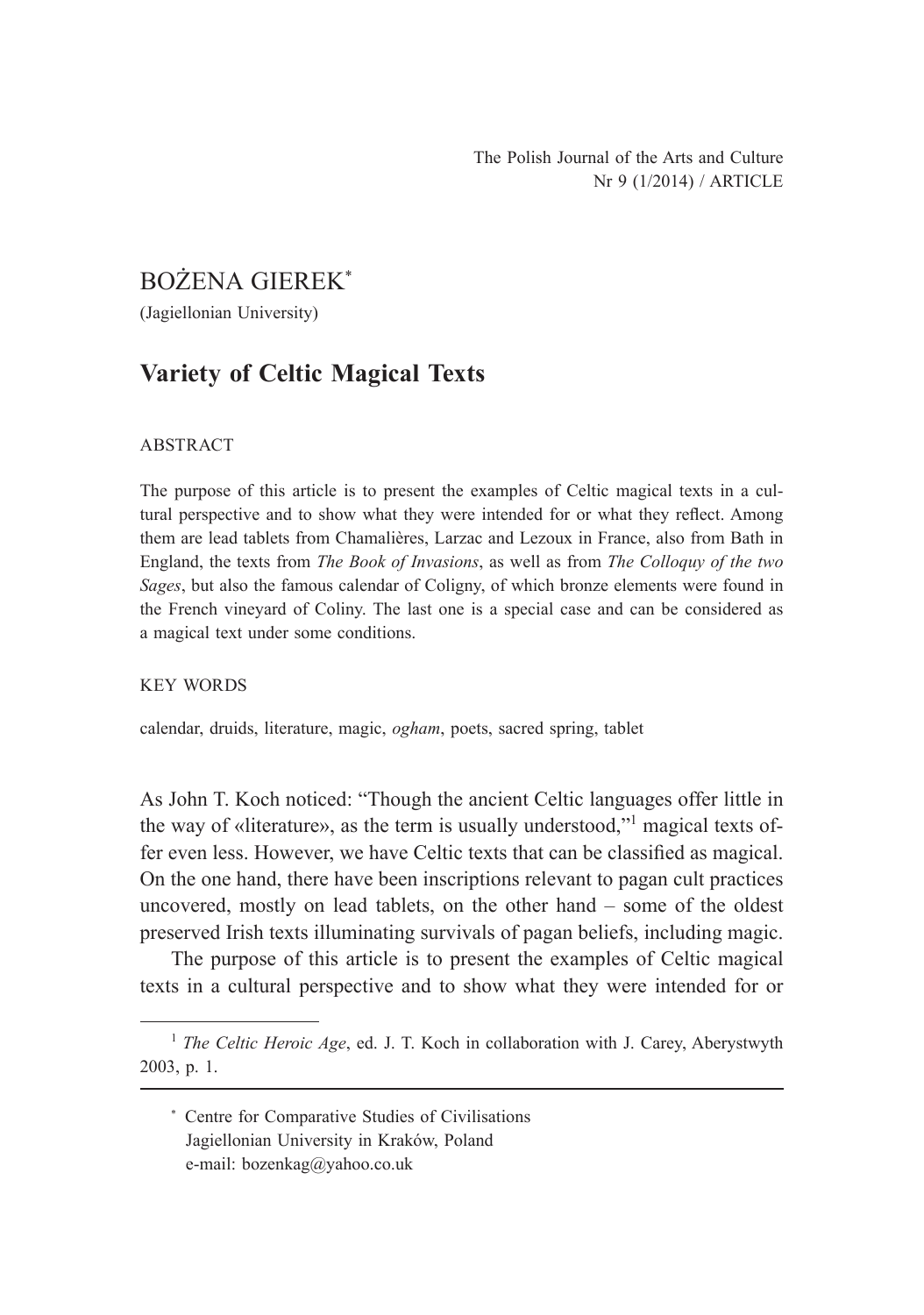BOŻENA GIEREK[*]

(Jagiellonian University)

# Variety of Celtic Magical Texts

ABSTRACT

The purpose of this article is to present the examples of Celtic magical texts in a cultural perspective and to show what they were intended for or what they reflect. Among them are lead tablets from Chamalières, Larzac and Lezoux in France, also from Bath in England, the texts from *The Book of Invasions*, as well as from *The Colloquy of the two Sages*, but also the famous calendar of Coligny, of which bronze elements were found in the French vineyard of Coliny. The last one is a special case and can be considered as a magical text under some conditions.

KEY WORDS

calendar, druids, literature, magic, *ogham*, poets, sacred spring, tablet

As John T. Koch noticed: "Though the ancient Celtic languages offer little in the way of «literature», as the term is usually understood,"[1] magical texts offer even less. However, we have Celtic texts that can be classified as magical. On the one hand, there have been inscriptions relevant to pagan cult practices uncovered, mostly on lead tablets, on the other hand – some of the oldest preserved Irish texts illuminating survivals of pagan beliefs, including magic.

The purpose of this article is to present the examples of Celtic magical texts in a cultural perspective and to show what they were intended for or

[1] *The Celtic Heroic Age*, ed. J. T. Koch in collaboration with J. Carey, Aberystwyth 2003, p. 1.

[*] Centre for Comparative Studies of Civilisations
Jagiellonian University in Kraków, Poland
e-mail: bozenkag@yahoo.co.uk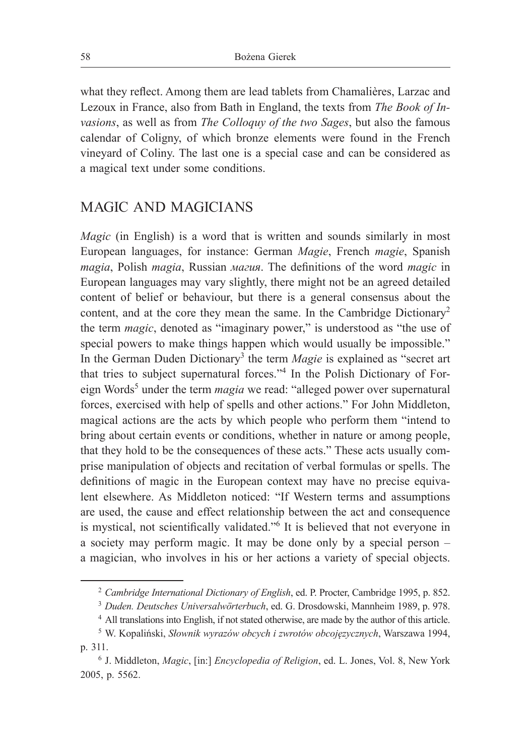what they reflect. Among them are lead tablets from Chamalières, Larzac and Lezoux in France, also from Bath in England, the texts from *The Book of Invasions*, as well as from *The Colloquy of the two Sages*, but also the famous calendar of Coligny, of which bronze elements were found in the French vineyard of Coliny. The last one is a special case and can be considered as a magical text under some conditions.

## MAGIC AND MAGICIANS

*Magic* (in English) is a word that is written and sounds similarly in most European languages, for instance: German *Magie*, French *magie*, Spanish *magia*, Polish *magia*, Russian *магия*. The definitions of the word *magic* in European languages may vary slightly, there might not be an agreed detailed content of belief or behaviour, but there is a general consensus about the content, and at the core they mean the same. In the Cambridge Dictionary[2] the term *magic*, denoted as "imaginary power," is understood as "the use of special powers to make things happen which would usually be impossible." In the German Duden Dictionary[3] the term *Magie* is explained as "secret art that tries to subject supernatural forces."[4] In the Polish Dictionary of Foreign Words[5] under the term *magia* we read: "alleged power over supernatural forces, exercised with help of spells and other actions." For John Middleton, magical actions are the acts by which people who perform them "intend to bring about certain events or conditions, whether in nature or among people, that they hold to be the consequences of these acts." These acts usually comprise manipulation of objects and recitation of verbal formulas or spells. The definitions of magic in the European context may have no precise equivalent elsewhere. As Middleton noticed: "If Western terms and assumptions are used, the cause and effect relationship between the act and consequence is mystical, not scientifically validated."[6] It is believed that not everyone in a society may perform magic. It may be done only by a special person – a magician, who involves in his or her actions a variety of special objects.

---

[2] *Cambridge International Dictionary of English*, ed. P. Procter, Cambridge 1995, p. 852.

[3] *Duden. Deutsches Universalwörterbuch*, ed. G. Drosdowski, Mannheim 1989, p. 978.

[4] All translations into English, if not stated otherwise, are made by the author of this article.

[5] W. Kopaliński, *Słownik wyrazów obcych i zwrotów obcojęzycznych*, Warszawa 1994, p. 311.

[6] J. Middleton, *Magic*, [in:] *Encyclopedia of Religion*, ed. L. Jones, Vol. 8, New York 2005, p. 5562.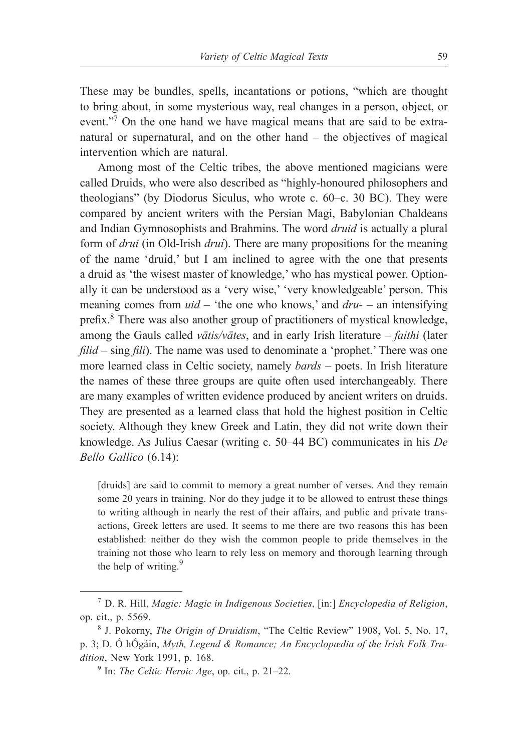These may be bundles, spells, incantations or potions, "which are thought to bring about, in some mysterious way, real changes in a person, object, or event."[7] On the one hand we have magical means that are said to be extranatural or supernatural, and on the other hand – the objectives of magical intervention which are natural.

Among most of the Celtic tribes, the above mentioned magicians were called Druids, who were also described as "highly-honoured philosophers and theologians" (by Diodorus Siculus, who wrote c. 60–c. 30 BC). They were compared by ancient writers with the Persian Magi, Babylonian Chaldeans and Indian Gymnosophists and Brahmins. The word *druid* is actually a plural form of *drui* (in Old-Irish *druí*). There are many propositions for the meaning of the name 'druid,' but I am inclined to agree with the one that presents a druid as 'the wisest master of knowledge,' who has mystical power. Optionally it can be understood as a 'very wise,' 'very knowledgeable' person. This meaning comes from *uid* – 'the one who knows,' and *dru-* – an intensifying prefix.[8] There was also another group of practitioners of mystical knowledge, among the Gauls called *vātis/vātes*, and in early Irish literature – *faithi* (later *filid* – sing *fili*). The name was used to denominate a 'prophet.' There was one more learned class in Celtic society, namely *bards* – poets. In Irish literature the names of these three groups are quite often used interchangeably. There are many examples of written evidence produced by ancient writers on druids. They are presented as a learned class that hold the highest position in Celtic society. Although they knew Greek and Latin, they did not write down their knowledge. As Julius Caesar (writing c. 50–44 BC) communicates in his *De Bello Gallico* (6.14):

> [druids] are said to commit to memory a great number of verses. And they remain some 20 years in training. Nor do they judge it to be allowed to entrust these things to writing although in nearly the rest of their affairs, and public and private transactions, Greek letters are used. It seems to me there are two reasons this has been established: neither do they wish the common people to pride themselves in the training not those who learn to rely less on memory and thorough learning through the help of writing.[9]

---

[7] D. R. Hill, *Magic: Magic in Indigenous Societies*, [in:] *Encyclopedia of Religion*, op. cit., p. 5569.

[8] J. Pokorny, *The Origin of Druidism*, "The Celtic Review" 1908, Vol. 5, No. 17, p. 3; D. Ó hÓgáin, *Myth, Legend & Romance; An Encyclopædia of the Irish Folk Tradition*, New York 1991, p. 168.

[9] In: *The Celtic Heroic Age*, op. cit., p. 21–22.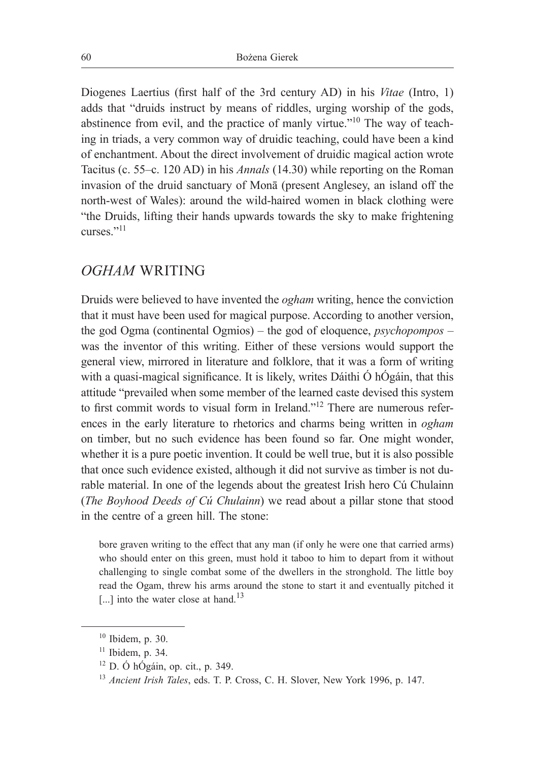Diogenes Laertius (first half of the 3rd century AD) in his *Vitae* (Intro, 1) adds that "druids instruct by means of riddles, urging worship of the gods, abstinence from evil, and the practice of manly virtue."[10] The way of teaching in triads, a very common way of druidic teaching, could have been a kind of enchantment. About the direct involvement of druidic magical action wrote Tacitus (c. 55–c. 120 AD) in his *Annals* (14.30) while reporting on the Roman invasion of the druid sanctuary of Monā (present Anglesey, an island off the north-west of Wales): around the wild-haired women in black clothing were "the Druids, lifting their hands upwards towards the sky to make frightening curses."[11]

## *OGHAM* WRITING

Druids were believed to have invented the *ogham* writing, hence the conviction that it must have been used for magical purpose. According to another version, the god Ogma (continental Ogmios) – the god of eloquence, *psychopompos* – was the inventor of this writing. Either of these versions would support the general view, mirrored in literature and folklore, that it was a form of writing with a quasi-magical significance. It is likely, writes Dáithi Ó hÓgáin, that this attitude "prevailed when some member of the learned caste devised this system to first commit words to visual form in Ireland."[12] There are numerous references in the early literature to rhetorics and charms being written in *ogham* on timber, but no such evidence has been found so far. One might wonder, whether it is a pure poetic invention. It could be well true, but it is also possible that once such evidence existed, although it did not survive as timber is not durable material. In one of the legends about the greatest Irish hero Cú Chulainn (*The Boyhood Deeds of Cú Chulainn*) we read about a pillar stone that stood in the centre of a green hill. The stone:

> bore graven writing to the effect that any man (if only he were one that carried arms) who should enter on this green, must hold it taboo to him to depart from it without challenging to single combat some of the dwellers in the stronghold. The little boy read the Ogam, threw his arms around the stone to start it and eventually pitched it [...] into the water close at hand.[13]

---

[10] Ibidem, p. 30.

[11] Ibidem, p. 34.

[12] D. Ó hÓgáin, op. cit., p. 349.

[13] *Ancient Irish Tales*, eds. T. P. Cross, C. H. Slover, New York 1996, p. 147.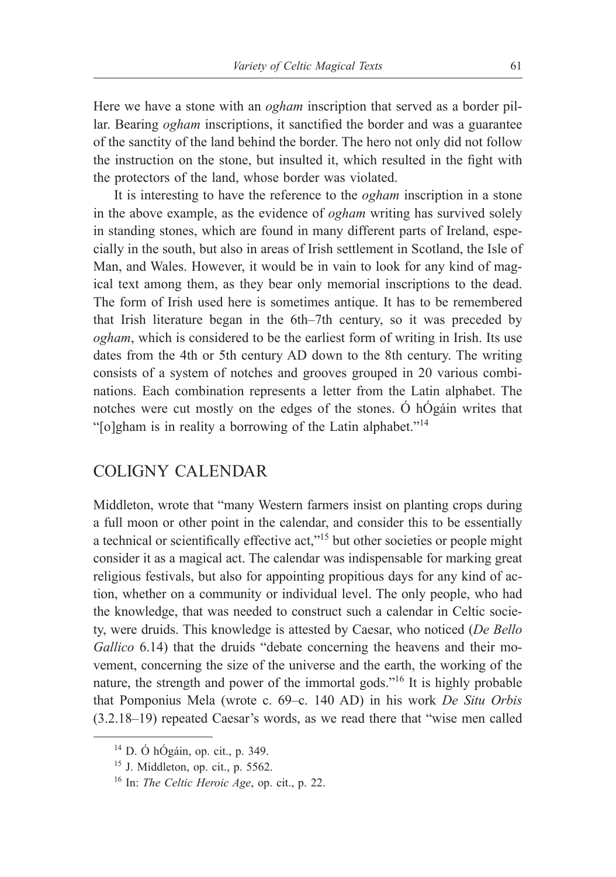Here we have a stone with an *ogham* inscription that served as a border pillar. Bearing *ogham* inscriptions, it sanctified the border and was a guarantee of the sanctity of the land behind the border. The hero not only did not follow the instruction on the stone, but insulted it, which resulted in the fight with the protectors of the land, whose border was violated.

It is interesting to have the reference to the *ogham* inscription in a stone in the above example, as the evidence of *ogham* writing has survived solely in standing stones, which are found in many different parts of Ireland, especially in the south, but also in areas of Irish settlement in Scotland, the Isle of Man, and Wales. However, it would be in vain to look for any kind of magical text among them, as they bear only memorial inscriptions to the dead. The form of Irish used here is sometimes antique. It has to be remembered that Irish literature began in the 6th–7th century, so it was preceded by *ogham*, which is considered to be the earliest form of writing in Irish. Its use dates from the 4th or 5th century AD down to the 8th century. The writing consists of a system of notches and grooves grouped in 20 various combinations. Each combination represents a letter from the Latin alphabet. The notches were cut mostly on the edges of the stones. Ó hÓgáin writes that "[o]gham is in reality a borrowing of the Latin alphabet."[14]

## COLIGNY CALENDAR

Middleton, wrote that "many Western farmers insist on planting crops during a full moon or other point in the calendar, and consider this to be essentially a technical or scientifically effective act,"[15] but other societies or people might consider it as a magical act. The calendar was indispensable for marking great religious festivals, but also for appointing propitious days for any kind of action, whether on a community or individual level. The only people, who had the knowledge, that was needed to construct such a calendar in Celtic society, were druids. This knowledge is attested by Caesar, who noticed (*De Bello Gallico* 6.14) that the druids "debate concerning the heavens and their movement, concerning the size of the universe and the earth, the working of the nature, the strength and power of the immortal gods."[16] It is highly probable that Pomponius Mela (wrote c. 69–c. 140 AD) in his work *De Situ Orbis* (3.2.18–19) repeated Caesar's words, as we read there that "wise men called

---

[14] D. Ó hÓgáin, op. cit., p. 349.

[15] J. Middleton, op. cit., p. 5562.

[16] In: *The Celtic Heroic Age*, op. cit., p. 22.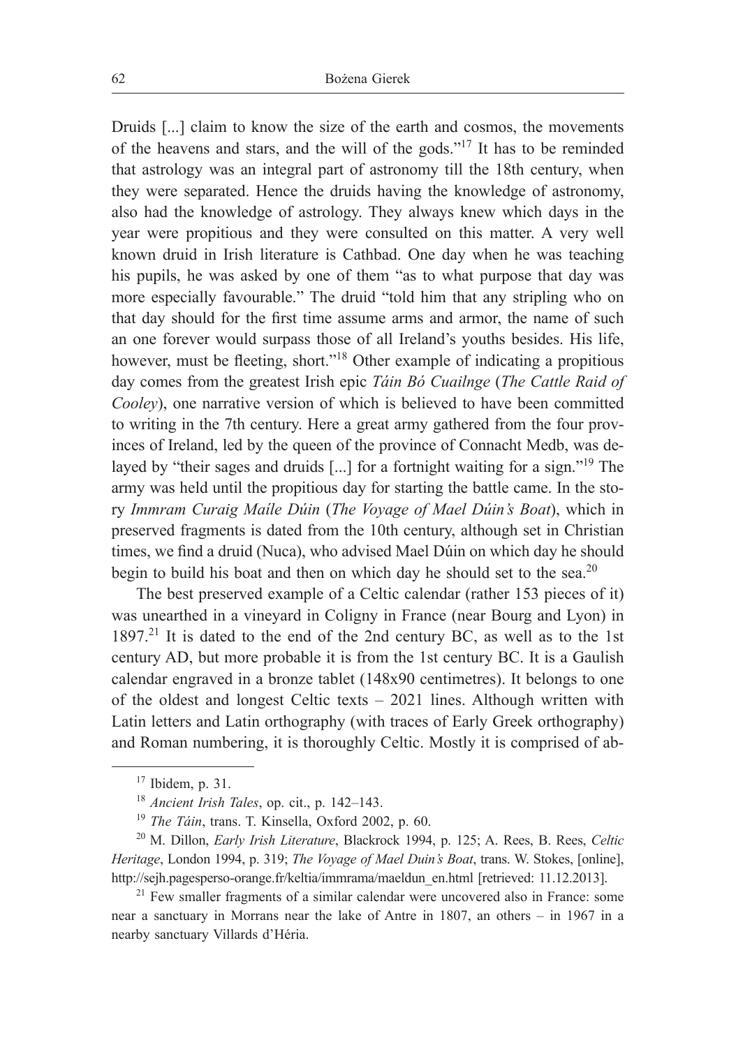Druids [...] claim to know the size of the earth and cosmos, the movements of the heavens and stars, and the will of the gods."[17] It has to be reminded that astrology was an integral part of astronomy till the 18th century, when they were separated. Hence the druids having the knowledge of astronomy, also had the knowledge of astrology. They always knew which days in the year were propitious and they were consulted on this matter. A very well known druid in Irish literature is Cathbad. One day when he was teaching his pupils, he was asked by one of them "as to what purpose that day was more especially favourable." The druid "told him that any stripling who on that day should for the first time assume arms and armor, the name of such an one forever would surpass those of all Ireland's youths besides. His life, however, must be fleeting, short."[18] Other example of indicating a propitious day comes from the greatest Irish epic *Táin Bó Cuailnge* (*The Cattle Raid of Cooley*), one narrative version of which is believed to have been committed to writing in the 7th century. Here a great army gathered from the four provinces of Ireland, led by the queen of the province of Connacht Medb, was delayed by "their sages and druids [...] for a fortnight waiting for a sign."[19] The army was held until the propitious day for starting the battle came. In the story *Immram Curaig Maíle Dúin* (*The Voyage of Mael Dúin's Boat*), which in preserved fragments is dated from the 10th century, although set in Christian times, we find a druid (Nuca), who advised Mael Dúin on which day he should begin to build his boat and then on which day he should set to the sea.[20]

The best preserved example of a Celtic calendar (rather 153 pieces of it) was unearthed in a vineyard in Coligny in France (near Bourg and Lyon) in 1897.[21] It is dated to the end of the 2nd century BC, as well as to the 1st century AD, but more probable it is from the 1st century BC. It is a Gaulish calendar engraved in a bronze tablet (148x90 centimetres). It belongs to one of the oldest and longest Celtic texts – 2021 lines. Although written with Latin letters and Latin orthography (with traces of Early Greek orthography) and Roman numbering, it is thoroughly Celtic. Mostly it is comprised of ab-

---

[17] Ibidem, p. 31.

[18] *Ancient Irish Tales*, op. cit., p. 142–143.

[19] *The Táin*, trans. T. Kinsella, Oxford 2002, p. 60.

[20] M. Dillon, *Early Irish Literature*, Blackrock 1994, p. 125; A. Rees, B. Rees, *Celtic Heritage*, London 1994, p. 319; *The Voyage of Mael Duin's Boat*, trans. W. Stokes, [online], http://sejh.pagesperso-orange.fr/keltia/immrama/maeldun_en.html [retrieved: 11.12.2013].

[21] Few smaller fragments of a similar calendar were uncovered also in France: some near a sanctuary in Morrans near the lake of Antre in 1807, an others – in 1967 in a nearby sanctuary Villards d'Héria.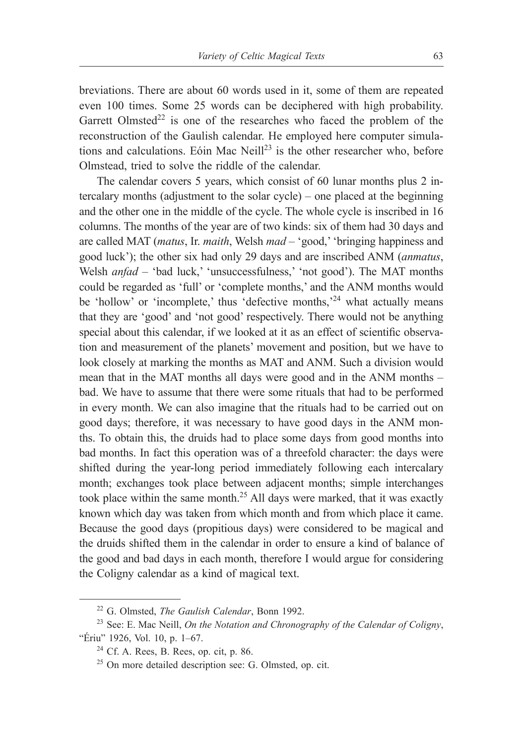breviations. There are about 60 words used in it, some of them are repeated even 100 times. Some 25 words can be deciphered with high probability. Garrett Olmsted[22] is one of the researches who faced the problem of the reconstruction of the Gaulish calendar. He employed here computer simulations and calculations. Eóin Mac Neill[23] is the other researcher who, before Olmstead, tried to solve the riddle of the calendar.

The calendar covers 5 years, which consist of 60 lunar months plus 2 intercalary months (adjustment to the solar cycle) – one placed at the beginning and the other one in the middle of the cycle. The whole cycle is inscribed in 16 columns. The months of the year are of two kinds: six of them had 30 days and are called MAT (*matus*, Ir. *maith*, Welsh *mad* – 'good,' 'bringing happiness and good luck'); the other six had only 29 days and are inscribed ANM (*anmatus*, Welsh *anfad* – 'bad luck,' 'unsuccessfulness,' 'not good'). The MAT months could be regarded as 'full' or 'complete months,' and the ANM months would be 'hollow' or 'incomplete,' thus 'defective months,'[24] what actually means that they are 'good' and 'not good' respectively. There would not be anything special about this calendar, if we looked at it as an effect of scientific observation and measurement of the planets' movement and position, but we have to look closely at marking the months as MAT and ANM. Such a division would mean that in the MAT months all days were good and in the ANM months – bad. We have to assume that there were some rituals that had to be performed in every month. We can also imagine that the rituals had to be carried out on good days; therefore, it was necessary to have good days in the ANM months. To obtain this, the druids had to place some days from good months into bad months. In fact this operation was of a threefold character: the days were shifted during the year-long period immediately following each intercalary month; exchanges took place between adjacent months; simple interchanges took place within the same month.[25] All days were marked, that it was exactly known which day was taken from which month and from which place it came. Because the good days (propitious days) were considered to be magical and the druids shifted them in the calendar in order to ensure a kind of balance of the good and bad days in each month, therefore I would argue for considering the Coligny calendar as a kind of magical text.

---

[22] G. Olmsted, *The Gaulish Calendar*, Bonn 1992.

[23] See: E. Mac Neill, *On the Notation and Chronography of the Calendar of Coligny*, "Ériu" 1926, Vol. 10, p. 1–67.

[24] Cf. A. Rees, B. Rees, op. cit, p. 86.

[25] On more detailed description see: G. Olmsted, op. cit.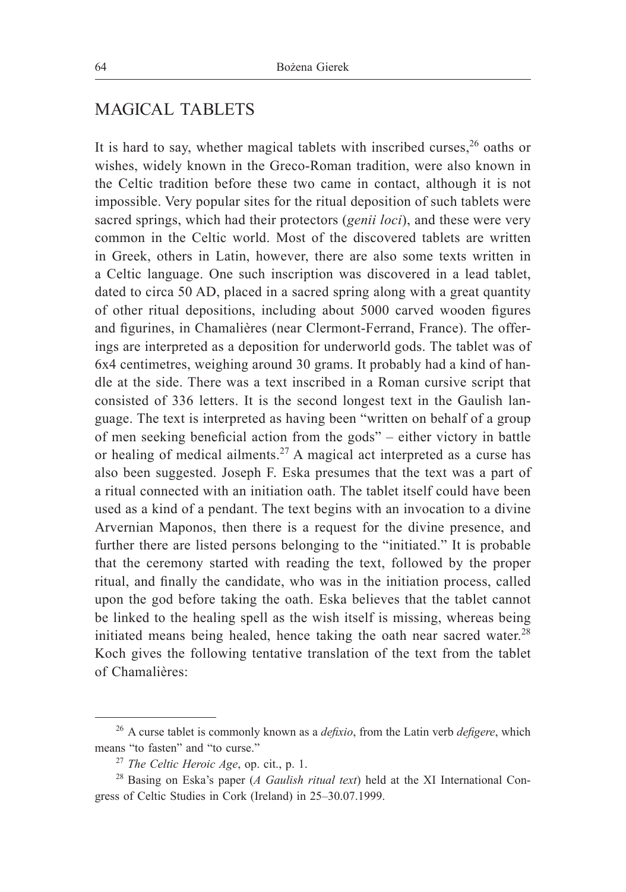## MAGICAL TABLETS

It is hard to say, whether magical tablets with inscribed curses,[26] oaths or wishes, widely known in the Greco-Roman tradition, were also known in the Celtic tradition before these two came in contact, although it is not impossible. Very popular sites for the ritual deposition of such tablets were sacred springs, which had their protectors (*genii loci*), and these were very common in the Celtic world. Most of the discovered tablets are written in Greek, others in Latin, however, there are also some texts written in a Celtic language. One such inscription was discovered in a lead tablet, dated to circa 50 AD, placed in a sacred spring along with a great quantity of other ritual depositions, including about 5000 carved wooden figures and figurines, in Chamalières (near Clermont-Ferrand, France). The offerings are interpreted as a deposition for underworld gods. The tablet was of 6x4 centimetres, weighing around 30 grams. It probably had a kind of handle at the side. There was a text inscribed in a Roman cursive script that consisted of 336 letters. It is the second longest text in the Gaulish language. The text is interpreted as having been "written on behalf of a group of men seeking beneficial action from the gods" – either victory in battle or healing of medical ailments.[27] A magical act interpreted as a curse has also been suggested. Joseph F. Eska presumes that the text was a part of a ritual connected with an initiation oath. The tablet itself could have been used as a kind of a pendant. The text begins with an invocation to a divine Arvernian Maponos, then there is a request for the divine presence, and further there are listed persons belonging to the "initiated." It is probable that the ceremony started with reading the text, followed by the proper ritual, and finally the candidate, who was in the initiation process, called upon the god before taking the oath. Eska believes that the tablet cannot be linked to the healing spell as the wish itself is missing, whereas being initiated means being healed, hence taking the oath near sacred water.[28] Koch gives the following tentative translation of the text from the tablet of Chamalières:

---

[26] A curse tablet is commonly known as a *defixio*, from the Latin verb *defigere*, which means "to fasten" and "to curse."

[27] *The Celtic Heroic Age*, op. cit., p. 1.

[28] Basing on Eska's paper (*A Gaulish ritual text*) held at the XI International Congress of Celtic Studies in Cork (Ireland) in 25–30.07.1999.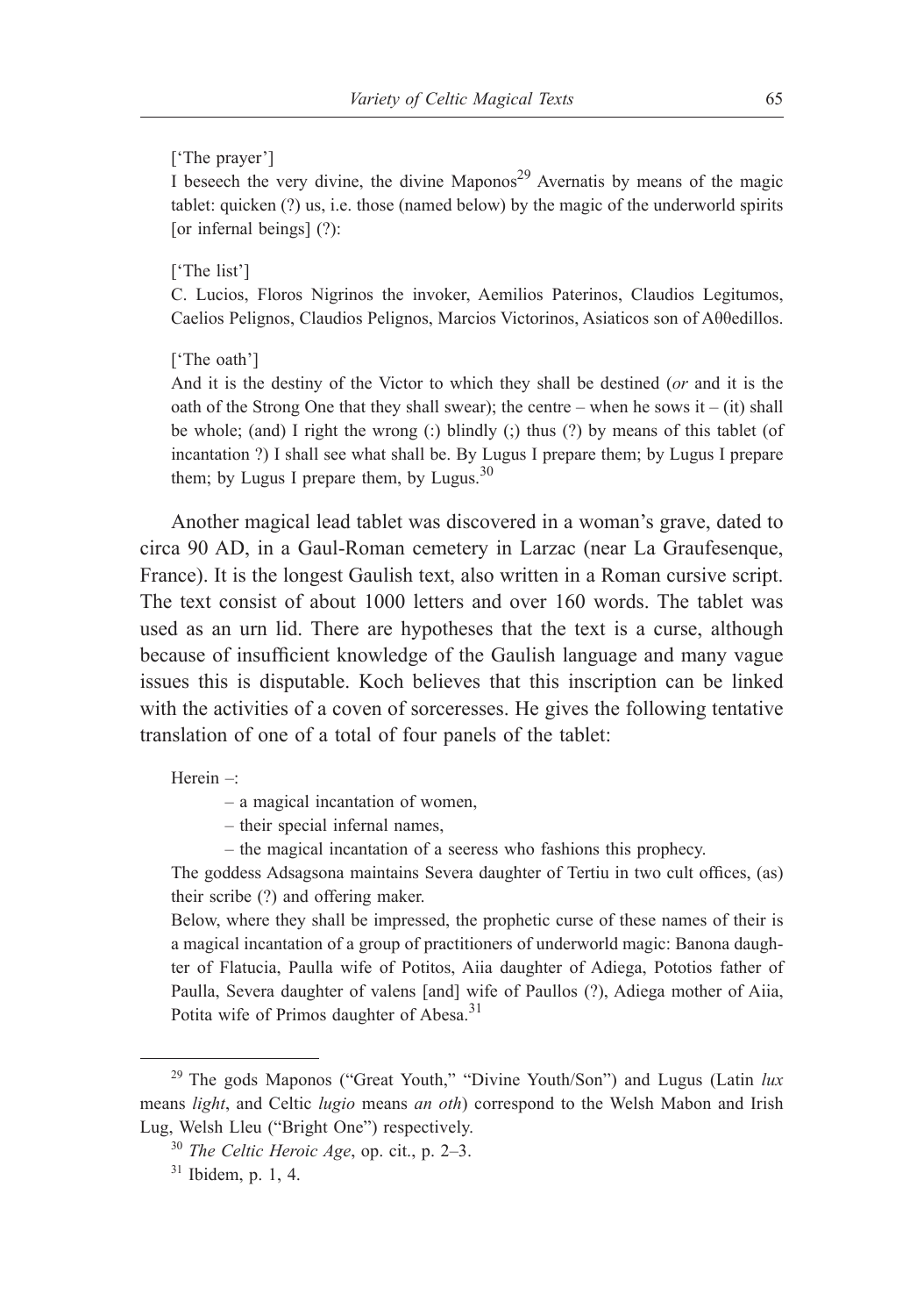['The prayer']
I beseech the very divine, the divine Maponos[29] Avernatis by means of the magic tablet: quicken (?) us, i.e. those (named below) by the magic of the underworld spirits [or infernal beings] (?):

['The list']
C. Lucios, Floros Nigrinos the invoker, Aemilios Paterinos, Claudios Legitumos, Caelios Pelignos, Claudios Pelignos, Marcios Victorinos, Asiaticos son of Aθθedillos.

['The oath']
And it is the destiny of the Victor to which they shall be destined (*or* and it is the oath of the Strong One that they shall swear); the centre – when he sows it – (it) shall be whole; (and) I right the wrong (:) blindly (;) thus (?) by means of this tablet (of incantation ?) I shall see what shall be. By Lugus I prepare them; by Lugus I prepare them; by Lugus I prepare them, by Lugus.[30]

Another magical lead tablet was discovered in a woman's grave, dated to circa 90 AD, in a Gaul-Roman cemetery in Larzac (near La Graufesenque, France). It is the longest Gaulish text, also written in a Roman cursive script. The text consist of about 1000 letters and over 160 words. The tablet was used as an urn lid. There are hypotheses that the text is a curse, although because of insufficient knowledge of the Gaulish language and many vague issues this is disputable. Koch believes that this inscription can be linked with the activities of a coven of sorceresses. He gives the following tentative translation of one of a total of four panels of the tablet:

Herein –:

– a magical incantation of women,

– their special infernal names,

– the magical incantation of a seeress who fashions this prophecy.

The goddess Adsagsona maintains Severa daughter of Tertiu in two cult offices, (as) their scribe (?) and offering maker.

Below, where they shall be impressed, the prophetic curse of these names of their is a magical incantation of a group of practitioners of underworld magic: Banona daughter of Flatucia, Paulla wife of Potitos, Aiia daughter of Adiega, Pototios father of Paulla, Severa daughter of valens [and] wife of Paullos (?), Adiega mother of Aiia, Potita wife of Primos daughter of Abesa.[31]

---

[29] The gods Maponos ("Great Youth," "Divine Youth/Son") and Lugus (Latin *lux* means *light*, and Celtic *lugio* means *an oth*) correspond to the Welsh Mabon and Irish Lug, Welsh Lleu ("Bright One") respectively.

[30] *The Celtic Heroic Age*, op. cit., p. 2–3.

[31] Ibidem, p. 1, 4.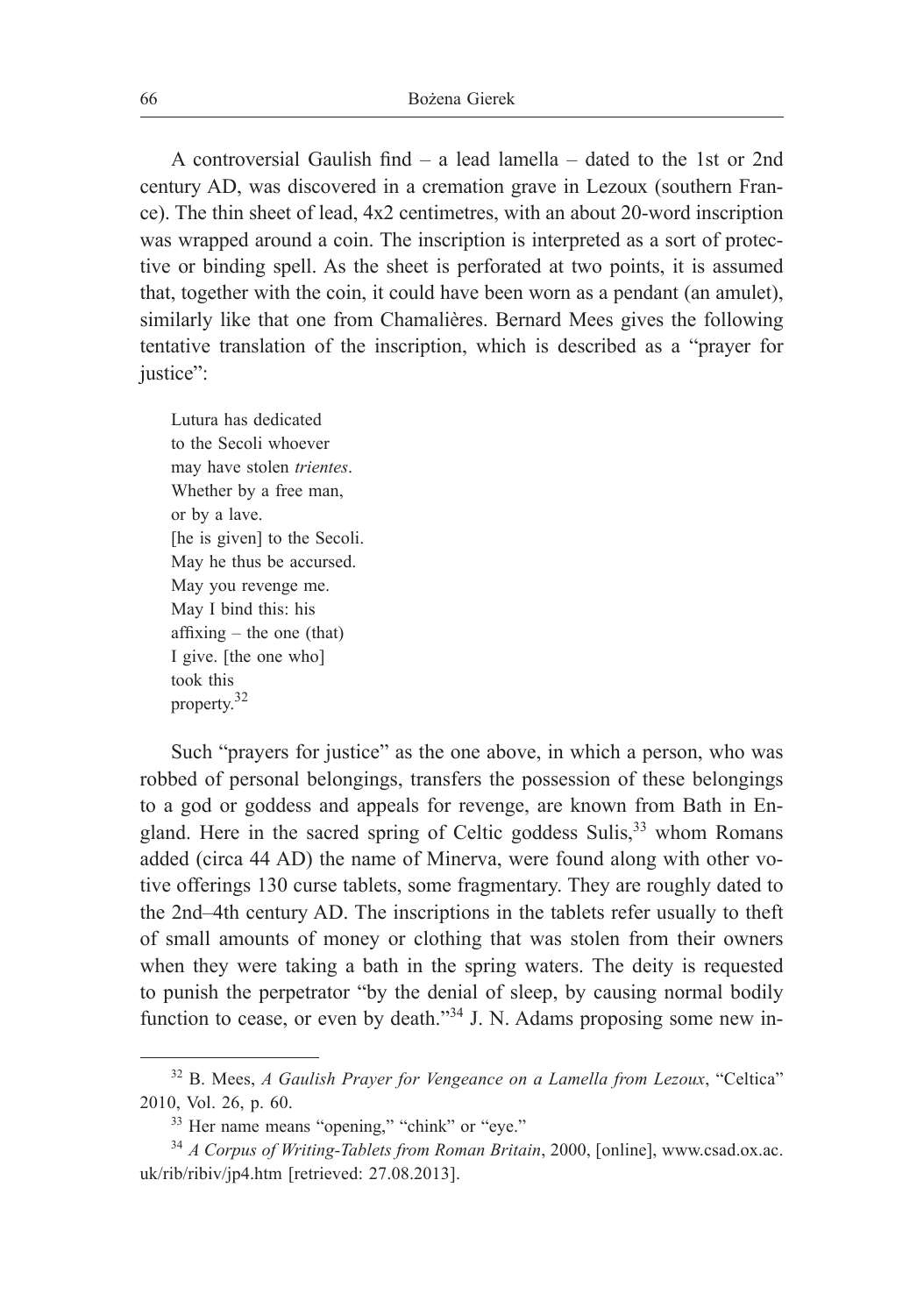A controversial Gaulish find – a lead lamella – dated to the 1st or 2nd century AD, was discovered in a cremation grave in Lezoux (southern France). The thin sheet of lead, 4x2 centimetres, with an about 20-word inscription was wrapped around a coin. The inscription is interpreted as a sort of protective or binding spell. As the sheet is perforated at two points, it is assumed that, together with the coin, it could have been worn as a pendant (an amulet), similarly like that one from Chamalières. Bernard Mees gives the following tentative translation of the inscription, which is described as a "prayer for justice":

> Lutura has dedicated
> to the Secoli whoever
> may have stolen *trientes*.
> Whether by a free man,
> or by a lave.
> [he is given] to the Secoli.
> May he thus be accursed.
> May you revenge me.
> May I bind this: his
> affixing – the one (that)
> I give. [the one who]
> took this
> property.[32]

Such "prayers for justice" as the one above, in which a person, who was robbed of personal belongings, transfers the possession of these belongings to a god or goddess and appeals for revenge, are known from Bath in England. Here in the sacred spring of Celtic goddess Sulis,[33] whom Romans added (circa 44 AD) the name of Minerva, were found along with other votive offerings 130 curse tablets, some fragmentary. They are roughly dated to the 2nd–4th century AD. The inscriptions in the tablets refer usually to theft of small amounts of money or clothing that was stolen from their owners when they were taking a bath in the spring waters. The deity is requested to punish the perpetrator "by the denial of sleep, by causing normal bodily function to cease, or even by death."[34] J. N. Adams proposing some new in-

---

[32] B. Mees, *A Gaulish Prayer for Vengeance on a Lamella from Lezoux*, "Celtica" 2010, Vol. 26, p. 60.

[33] Her name means "opening," "chink" or "eye."

[34] *A Corpus of Writing-Tablets from Roman Britain*, 2000, [online], www.csad.ox.ac.uk/rib/ribiv/jp4.htm [retrieved: 27.08.2013].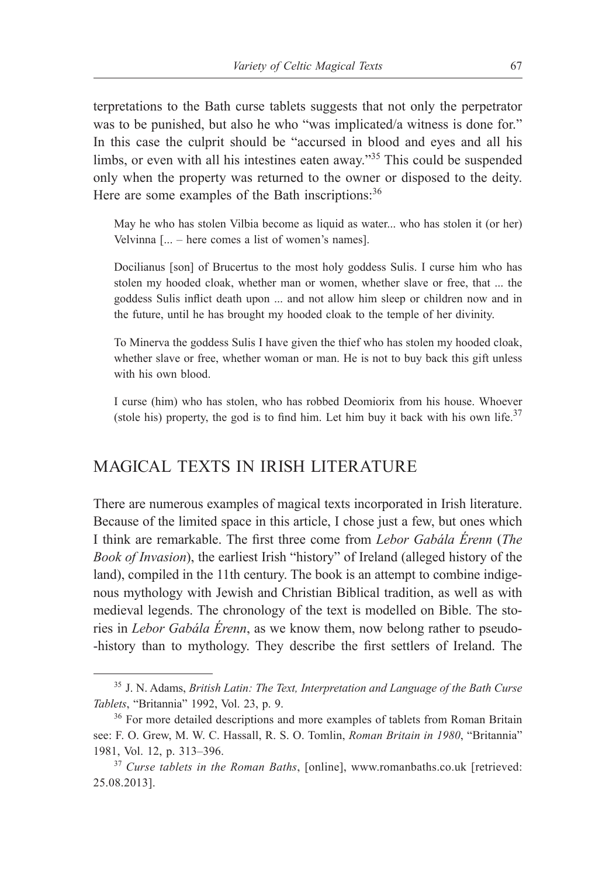terpretations to the Bath curse tablets suggests that not only the perpetrator was to be punished, but also he who "was implicated/a witness is done for." In this case the culprit should be "accursed in blood and eyes and all his limbs, or even with all his intestines eaten away."[35] This could be suspended only when the property was returned to the owner or disposed to the deity. Here are some examples of the Bath inscriptions:[36]

> May he who has stolen Vilbia become as liquid as water... who has stolen it (or her) Velvinna [... – here comes a list of women's names].
>
> Docilianus [son] of Brucertus to the most holy goddess Sulis. I curse him who has stolen my hooded cloak, whether man or women, whether slave or free, that ... the goddess Sulis inflict death upon ... and not allow him sleep or children now and in the future, until he has brought my hooded cloak to the temple of her divinity.
>
> To Minerva the goddess Sulis I have given the thief who has stolen my hooded cloak, whether slave or free, whether woman or man. He is not to buy back this gift unless with his own blood.
>
> I curse (him) who has stolen, who has robbed Deomiorix from his house. Whoever (stole his) property, the god is to find him. Let him buy it back with his own life.[37]

## MAGICAL TEXTS IN IRISH LITERATURE

There are numerous examples of magical texts incorporated in Irish literature. Because of the limited space in this article, I chose just a few, but ones which I think are remarkable. The first three come from *Lebor Gabála Érenn* (*The Book of Invasion*), the earliest Irish "history" of Ireland (alleged history of the land), compiled in the 11th century. The book is an attempt to combine indigenous mythology with Jewish and Christian Biblical tradition, as well as with medieval legends. The chronology of the text is modelled on Bible. The stories in *Lebor Gabála Érenn*, as we know them, now belong rather to pseudo-history than to mythology. They describe the first settlers of Ireland. The

---

[35] J. N. Adams, *British Latin: The Text, Interpretation and Language of the Bath Curse Tablets*, "Britannia" 1992, Vol. 23, p. 9.

[36] For more detailed descriptions and more examples of tablets from Roman Britain see: F. O. Grew, M. W. C. Hassall, R. S. O. Tomlin, *Roman Britain in 1980*, "Britannia" 1981, Vol. 12, p. 313–396.

[37] *Curse tablets in the Roman Baths*, [online], www.romanbaths.co.uk [retrieved: 25.08.2013].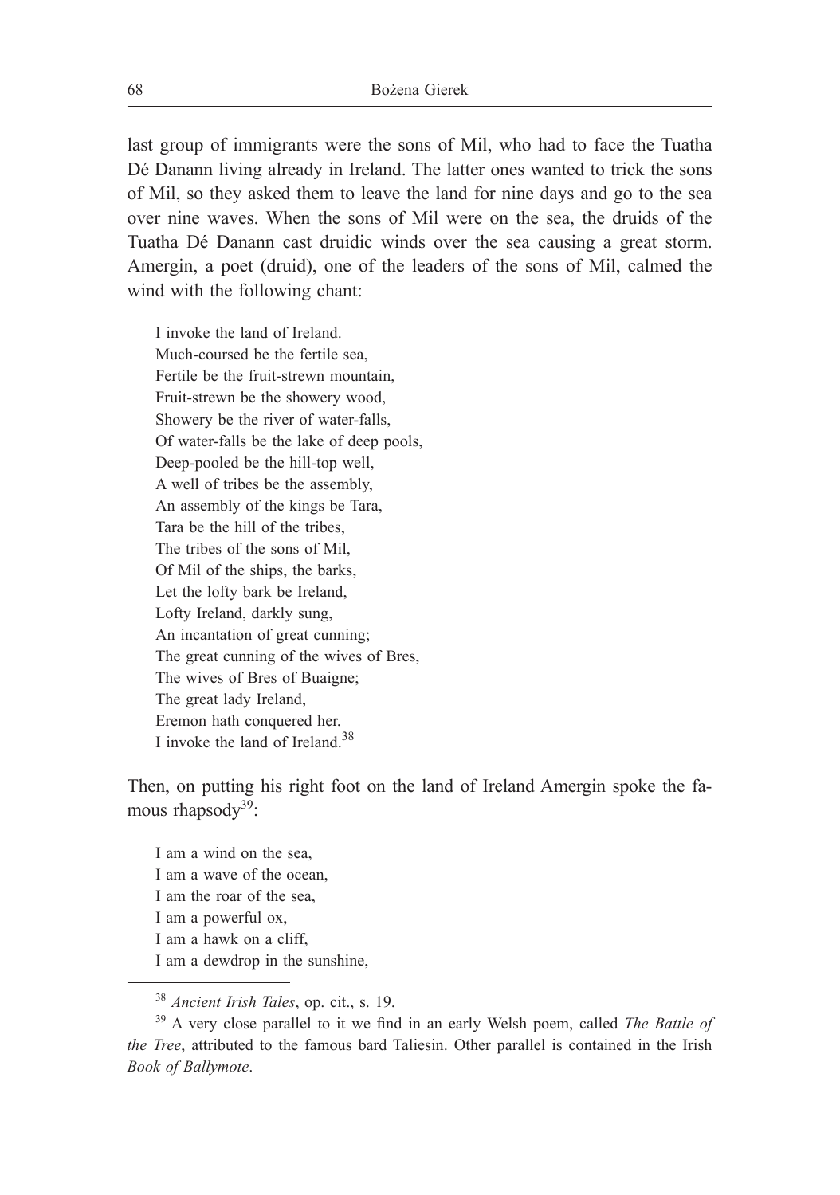last group of immigrants were the sons of Mil, who had to face the Tuatha Dé Danann living already in Ireland. The latter ones wanted to trick the sons of Mil, so they asked them to leave the land for nine days and go to the sea over nine waves. When the sons of Mil were on the sea, the druids of the Tuatha Dé Danann cast druidic winds over the sea causing a great storm. Amergin, a poet (druid), one of the leaders of the sons of Mil, calmed the wind with the following chant:

> I invoke the land of Ireland.
> Much-coursed be the fertile sea,
> Fertile be the fruit-strewn mountain,
> Fruit-strewn be the showery wood,
> Showery be the river of water-falls,
> Of water-falls be the lake of deep pools,
> Deep-pooled be the hill-top well,
> A well of tribes be the assembly,
> An assembly of the kings be Tara,
> Tara be the hill of the tribes,
> The tribes of the sons of Mil,
> Of Mil of the ships, the barks,
> Let the lofty bark be Ireland,
> Lofty Ireland, darkly sung,
> An incantation of great cunning;
> The great cunning of the wives of Bres,
> The wives of Bres of Buaigne;
> The great lady Ireland,
> Eremon hath conquered her.
> I invoke the land of Ireland.[38]

Then, on putting his right foot on the land of Ireland Amergin spoke the famous rhapsody[39]:

> I am a wind on the sea,
> I am a wave of the ocean,
> I am the roar of the sea,
> I am a powerful ox,
> I am a hawk on a cliff,
> I am a dewdrop in the sunshine,

---

[38] *Ancient Irish Tales*, op. cit., s. 19.

[39] A very close parallel to it we find in an early Welsh poem, called *The Battle of the Tree*, attributed to the famous bard Taliesin. Other parallel is contained in the Irish *Book of Ballymote*.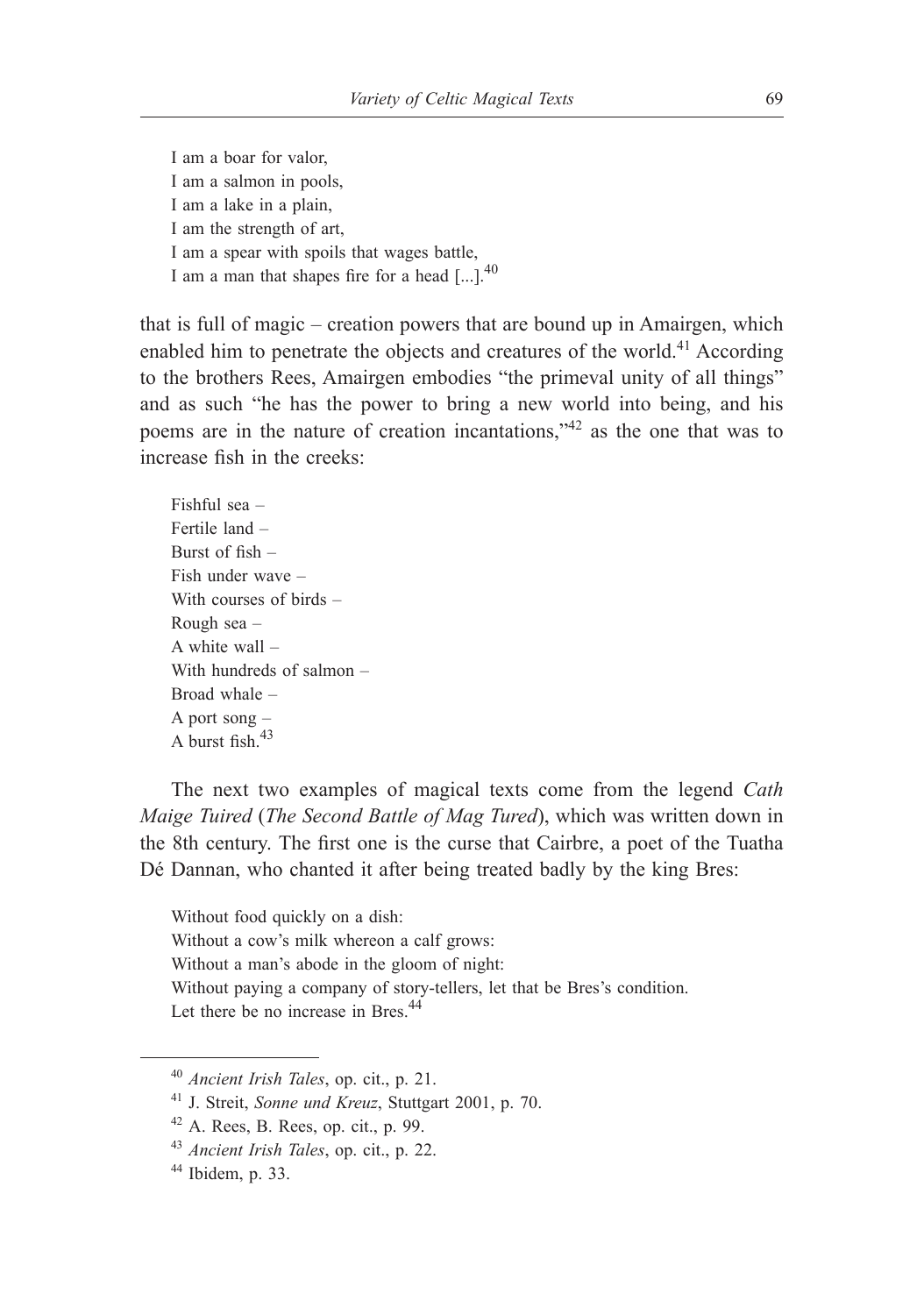I am a boar for valor,
I am a salmon in pools,
I am a lake in a plain,
I am the strength of art,
I am a spear with spoils that wages battle,
I am a man that shapes fire for a head [...].[40]

that is full of magic – creation powers that are bound up in Amairgen, which enabled him to penetrate the objects and creatures of the world.[41] According to the brothers Rees, Amairgen embodies "the primeval unity of all things" and as such "he has the power to bring a new world into being, and his poems are in the nature of creation incantations,"[42] as the one that was to increase fish in the creeks:

Fishful sea –
Fertile land –
Burst of fish –
Fish under wave –
With courses of birds –
Rough sea –
A white wall –
With hundreds of salmon –
Broad whale –
A port song –
A burst fish.[43]

The next two examples of magical texts come from the legend *Cath Maige Tuired* (*The Second Battle of Mag Tured*), which was written down in the 8th century. The first one is the curse that Cairbre, a poet of the Tuatha Dé Dannan, who chanted it after being treated badly by the king Bres:

Without food quickly on a dish:
Without a cow's milk whereon a calf grows:
Without a man's abode in the gloom of night:
Without paying a company of story-tellers, let that be Bres's condition.
Let there be no increase in Bres.[44]

---

[40] *Ancient Irish Tales*, op. cit., p. 21.

[41] J. Streit, *Sonne und Kreuz*, Stuttgart 2001, p. 70.

[42] A. Rees, B. Rees, op. cit., p. 99.

[43] *Ancient Irish Tales*, op. cit., p. 22.

[44] Ibidem, p. 33.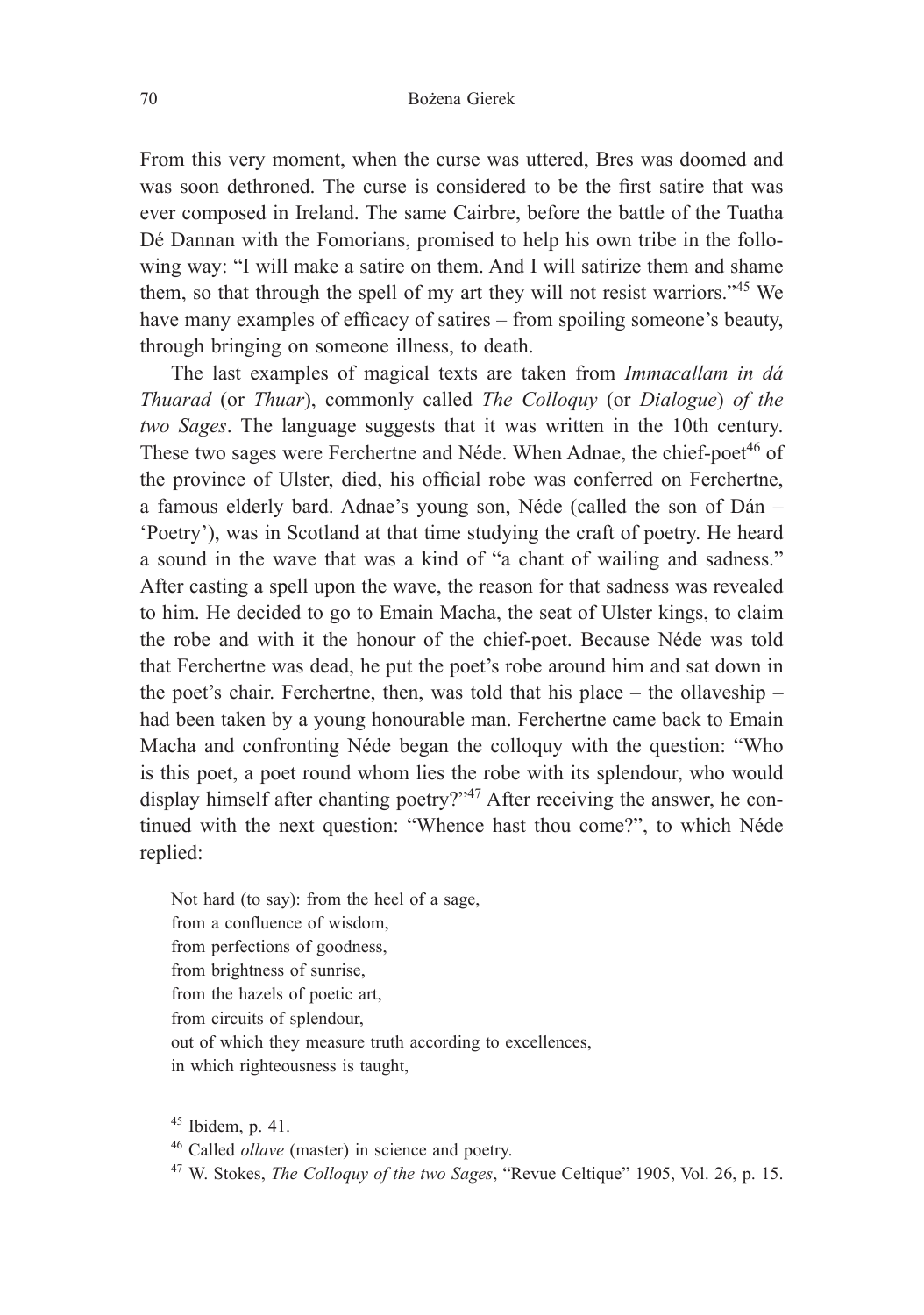From this very moment, when the curse was uttered, Bres was doomed and was soon dethroned. The curse is considered to be the first satire that was ever composed in Ireland. The same Cairbre, before the battle of the Tuatha Dé Dannan with the Fomorians, promised to help his own tribe in the following way: "I will make a satire on them. And I will satirize them and shame them, so that through the spell of my art they will not resist warriors."[45] We have many examples of efficacy of satires – from spoiling someone's beauty, through bringing on someone illness, to death.

The last examples of magical texts are taken from *Immacallam in dá Thuarad* (or *Thuar*), commonly called *The Colloquy* (or *Dialogue*) *of the two Sages*. The language suggests that it was written in the 10th century. These two sages were Ferchertne and Néde. When Adnae, the chief-poet[46] of the province of Ulster, died, his official robe was conferred on Ferchertne, a famous elderly bard. Adnae's young son, Néde (called the son of Dán – 'Poetry'), was in Scotland at that time studying the craft of poetry. He heard a sound in the wave that was a kind of "a chant of wailing and sadness." After casting a spell upon the wave, the reason for that sadness was revealed to him. He decided to go to Emain Macha, the seat of Ulster kings, to claim the robe and with it the honour of the chief-poet. Because Néde was told that Ferchertne was dead, he put the poet's robe around him and sat down in the poet's chair. Ferchertne, then, was told that his place – the ollaveship – had been taken by a young honourable man. Ferchertne came back to Emain Macha and confronting Néde began the colloquy with the question: "Who is this poet, a poet round whom lies the robe with its splendour, who would display himself after chanting poetry?"[47] After receiving the answer, he continued with the next question: "Whence hast thou come?", to which Néde replied:

> Not hard (to say): from the heel of a sage,  
> from a confluence of wisdom,  
> from perfections of goodness,  
> from brightness of sunrise,  
> from the hazels of poetic art,  
> from circuits of splendour,  
> out of which they measure truth according to excellences,  
> in which righteousness is taught,

---

[45] Ibidem, p. 41.

[46] Called *ollave* (master) in science and poetry.

[47] W. Stokes, *The Colloquy of the two Sages*, "Revue Celtique" 1905, Vol. 26, p. 15.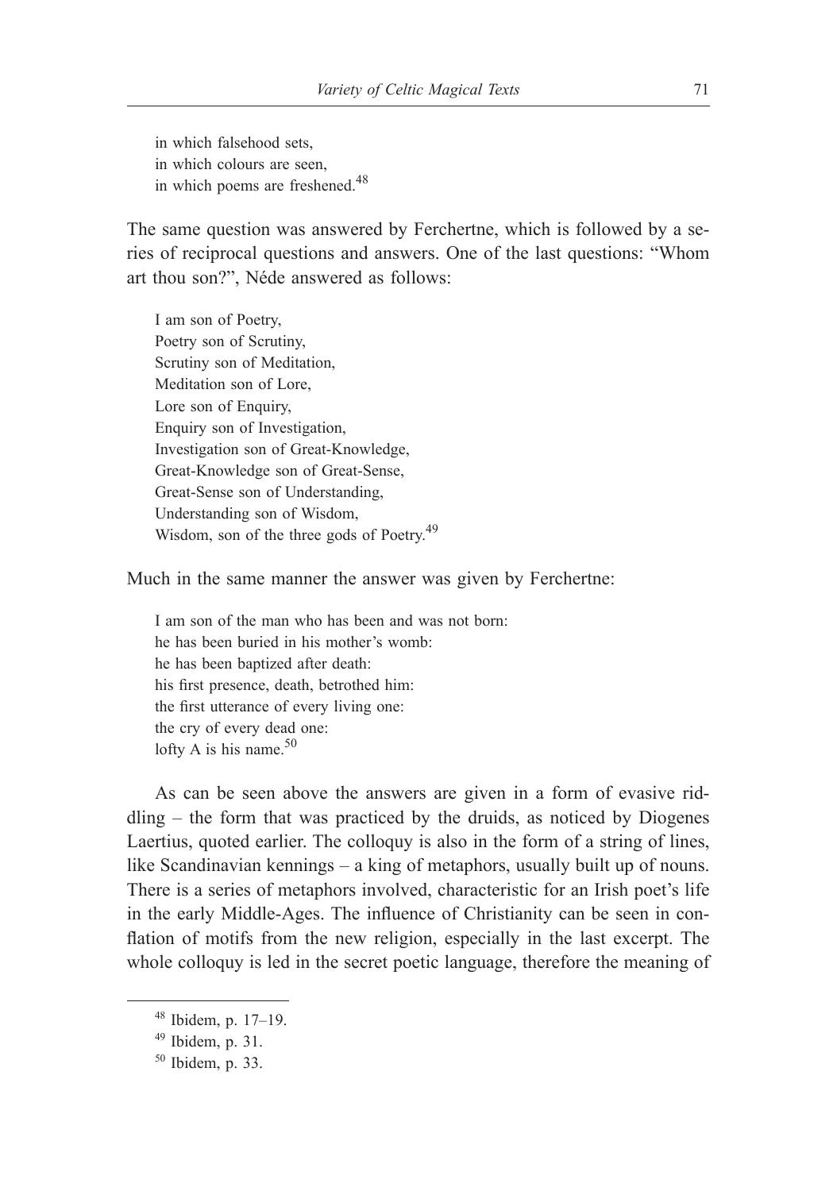in which falsehood sets,  
in which colours are seen,  
in which poems are freshened.[48]

The same question was answered by Ferchertne, which is followed by a series of reciprocal questions and answers. One of the last questions: "Whom art thou son?", Néde answered as follows:

> I am son of Poetry,  
> Poetry son of Scrutiny,  
> Scrutiny son of Meditation,  
> Meditation son of Lore,  
> Lore son of Enquiry,  
> Enquiry son of Investigation,  
> Investigation son of Great-Knowledge,  
> Great-Knowledge son of Great-Sense,  
> Great-Sense son of Understanding,  
> Understanding son of Wisdom,  
> Wisdom, son of the three gods of Poetry.[49]

Much in the same manner the answer was given by Ferchertne:

> I am son of the man who has been and was not born:  
> he has been buried in his mother's womb:  
> he has been baptized after death:  
> his first presence, death, betrothed him:  
> the first utterance of every living one:  
> the cry of every dead one:  
> lofty A is his name.[50]

As can be seen above the answers are given in a form of evasive riddling – the form that was practiced by the druids, as noticed by Diogenes Laertius, quoted earlier. The colloquy is also in the form of a string of lines, like Scandinavian kennings – a king of metaphors, usually built up of nouns. There is a series of metaphors involved, characteristic for an Irish poet's life in the early Middle-Ages. The influence of Christianity can be seen in conflation of motifs from the new religion, especially in the last excerpt. The whole colloquy is led in the secret poetic language, therefore the meaning of

---

[48] Ibidem, p. 17–19.

[49] Ibidem, p. 31.

[50] Ibidem, p. 33.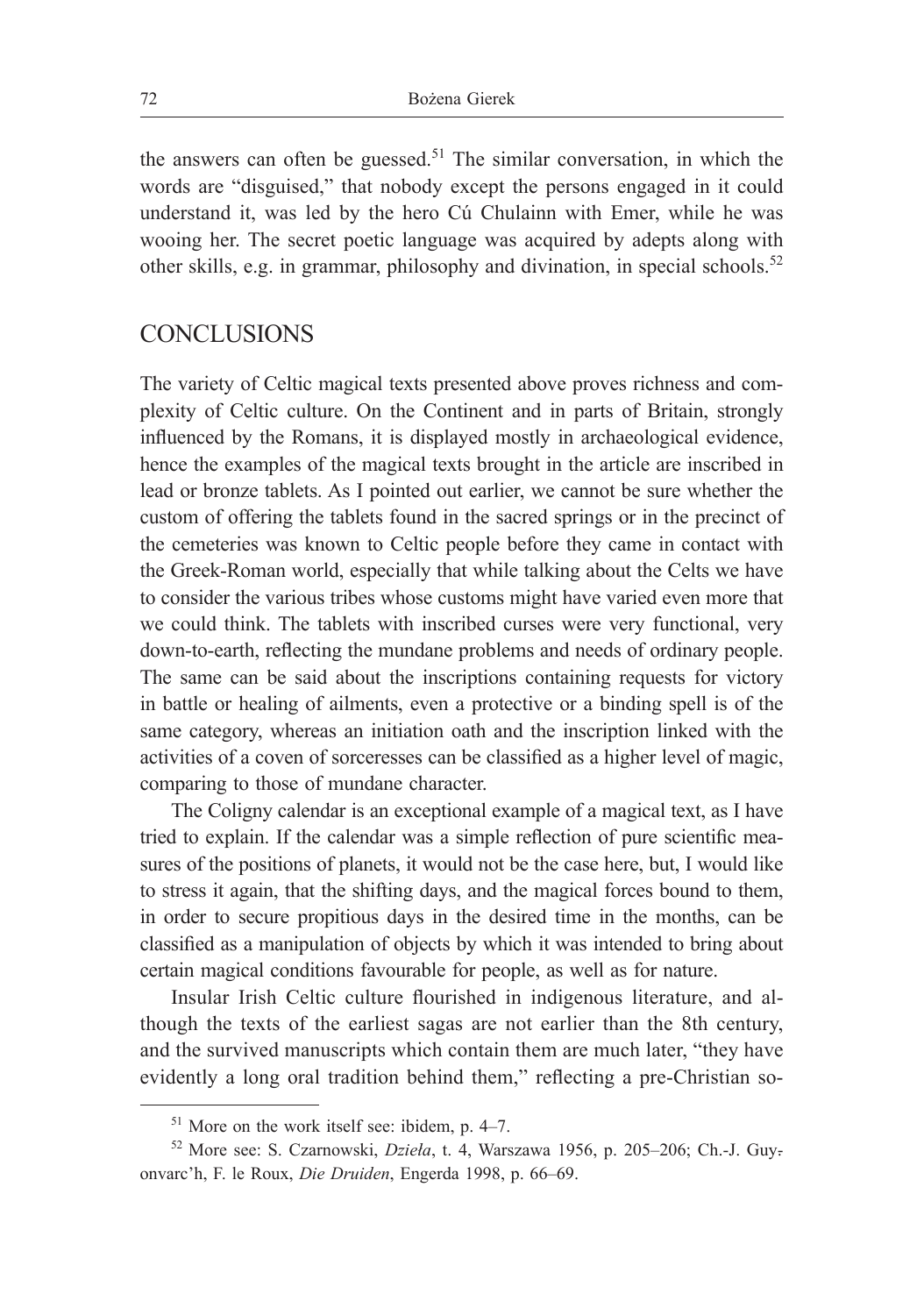the answers can often be guessed.[51] The similar conversation, in which the words are "disguised," that nobody except the persons engaged in it could understand it, was led by the hero Cú Chulainn with Emer, while he was wooing her. The secret poetic language was acquired by adepts along with other skills, e.g. in grammar, philosophy and divination, in special schools.[52]

## CONCLUSIONS

The variety of Celtic magical texts presented above proves richness and complexity of Celtic culture. On the Continent and in parts of Britain, strongly influenced by the Romans, it is displayed mostly in archaeological evidence, hence the examples of the magical texts brought in the article are inscribed in lead or bronze tablets. As I pointed out earlier, we cannot be sure whether the custom of offering the tablets found in the sacred springs or in the precinct of the cemeteries was known to Celtic people before they came in contact with the Greek-Roman world, especially that while talking about the Celts we have to consider the various tribes whose customs might have varied even more that we could think. The tablets with inscribed curses were very functional, very down-to-earth, reflecting the mundane problems and needs of ordinary people. The same can be said about the inscriptions containing requests for victory in battle or healing of ailments, even a protective or a binding spell is of the same category, whereas an initiation oath and the inscription linked with the activities of a coven of sorceresses can be classified as a higher level of magic, comparing to those of mundane character.

The Coligny calendar is an exceptional example of a magical text, as I have tried to explain. If the calendar was a simple reflection of pure scientific measures of the positions of planets, it would not be the case here, but, I would like to stress it again, that the shifting days, and the magical forces bound to them, in order to secure propitious days in the desired time in the months, can be classified as a manipulation of objects by which it was intended to bring about certain magical conditions favourable for people, as well as for nature.

Insular Irish Celtic culture flourished in indigenous literature, and although the texts of the earliest sagas are not earlier than the 8th century, and the survived manuscripts which contain them are much later, "they have evidently a long oral tradition behind them," reflecting a pre-Christian so-

[51] More on the work itself see: ibidem, p. 4–7.

[52] More see: S. Czarnowski, *Dzieła*, t. 4, Warszawa 1956, p. 205–206; Ch.-J. Guyonvarc'h, F. le Roux, *Die Druiden*, Engerda 1998, p. 66–69.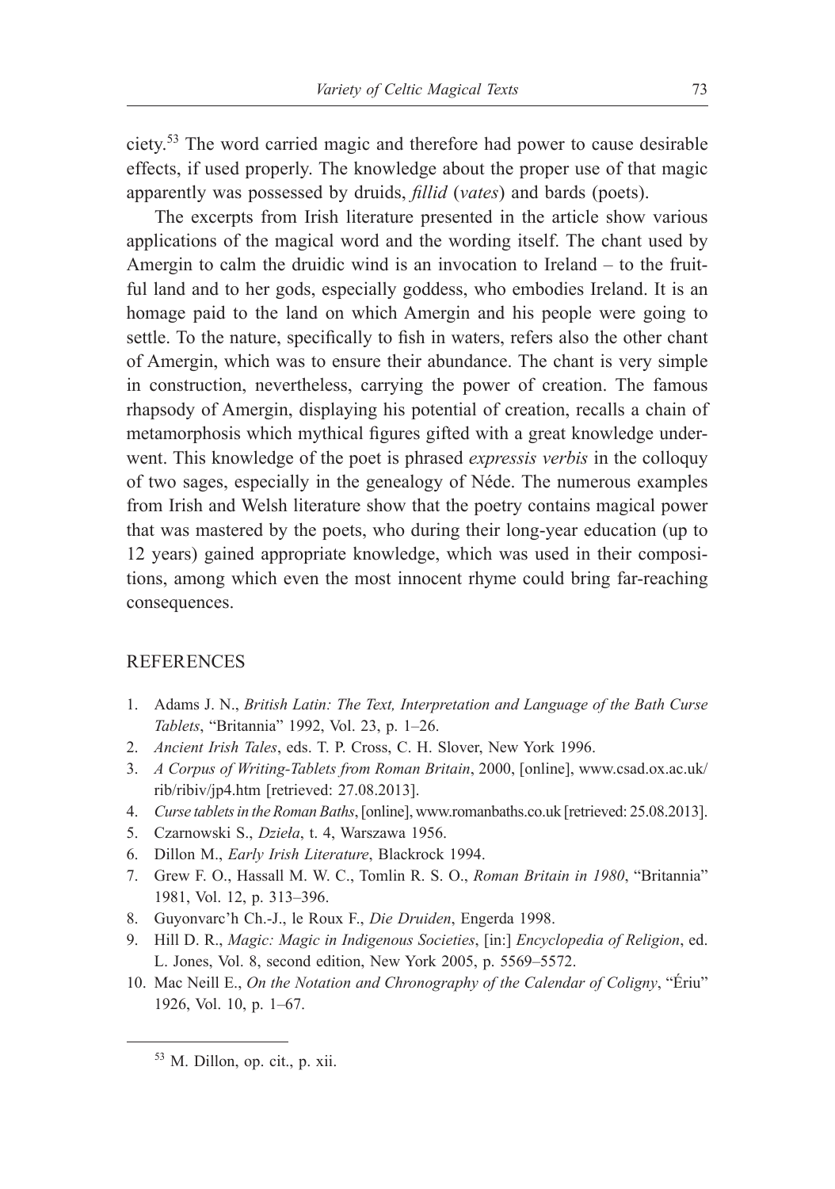ciety.[53] The word carried magic and therefore had power to cause desirable effects, if used properly. The knowledge about the proper use of that magic apparently was possessed by druids, *fillid* (*vates*) and bards (poets).

The excerpts from Irish literature presented in the article show various applications of the magical word and the wording itself. The chant used by Amergin to calm the druidic wind is an invocation to Ireland – to the fruitful land and to her gods, especially goddess, who embodies Ireland. It is an homage paid to the land on which Amergin and his people were going to settle. To the nature, specifically to fish in waters, refers also the other chant of Amergin, which was to ensure their abundance. The chant is very simple in construction, nevertheless, carrying the power of creation. The famous rhapsody of Amergin, displaying his potential of creation, recalls a chain of metamorphosis which mythical figures gifted with a great knowledge underwent. This knowledge of the poet is phrased *expressis verbis* in the colloquy of two sages, especially in the genealogy of Néde. The numerous examples from Irish and Welsh literature show that the poetry contains magical power that was mastered by the poets, who during their long-year education (up to 12 years) gained appropriate knowledge, which was used in their compositions, among which even the most innocent rhyme could bring far-reaching consequences.

## REFERENCES

1. Adams J. N., *British Latin: The Text, Interpretation and Language of the Bath Curse Tablets*, "Britannia" 1992, Vol. 23, p. 1–26.
2. *Ancient Irish Tales*, eds. T. P. Cross, C. H. Slover, New York 1996.
3. *A Corpus of Writing-Tablets from Roman Britain*, 2000, [online], www.csad.ox.ac.uk/rib/ribiv/jp4.htm [retrieved: 27.08.2013].
4. *Curse tablets in the Roman Baths*, [online], www.romanbaths.co.uk [retrieved: 25.08.2013].
5. Czarnowski S., *Dzieła*, t. 4, Warszawa 1956.
6. Dillon M., *Early Irish Literature*, Blackrock 1994.
7. Grew F. O., Hassall M. W. C., Tomlin R. S. O., *Roman Britain in 1980*, "Britannia" 1981, Vol. 12, p. 313–396.
8. Guyonvarc'h Ch.-J., le Roux F., *Die Druiden*, Engerda 1998.
9. Hill D. R., *Magic: Magic in Indigenous Societies*, [in:] *Encyclopedia of Religion*, ed. L. Jones, Vol. 8, second edition, New York 2005, p. 5569–5572.
10. Mac Neill E., *On the Notation and Chronography of the Calendar of Coligny*, "Ériu" 1926, Vol. 10, p. 1–67.

---

[53] M. Dillon, op. cit., p. xii.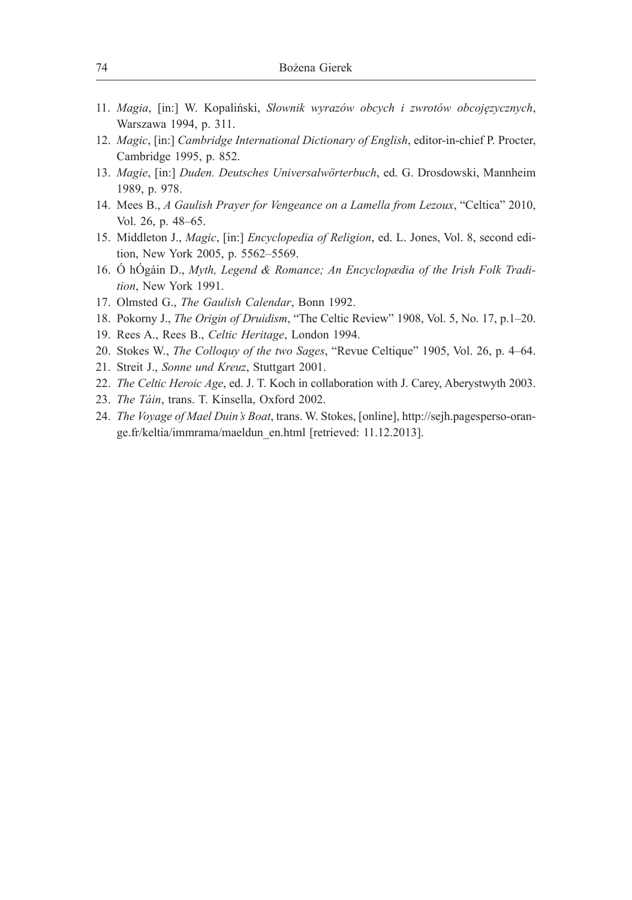11. *Magia*, [in:] W. Kopaliński, *Słownik wyrazów obcych i zwrotów obcojęzycznych*, Warszawa 1994, p. 311.
12. *Magic*, [in:] *Cambridge International Dictionary of English*, editor-in-chief P. Procter, Cambridge 1995, p. 852.
13. *Magie*, [in:] *Duden. Deutsches Universalwörterbuch*, ed. G. Drosdowski, Mannheim 1989, p. 978.
14. Mees B., *A Gaulish Prayer for Vengeance on a Lamella from Lezoux*, "Celtica" 2010, Vol. 26, p. 48–65.
15. Middleton J., *Magic*, [in:] *Encyclopedia of Religion*, ed. L. Jones, Vol. 8, second edition, New York 2005, p. 5562–5569.
16. Ó hÓgáin D., *Myth, Legend & Romance; An Encyclopædia of the Irish Folk Tradition*, New York 1991.
17. Olmsted G., *The Gaulish Calendar*, Bonn 1992.
18. Pokorny J., *The Origin of Druidism*, "The Celtic Review" 1908, Vol. 5, No. 17, p.1–20.
19. Rees A., Rees B., *Celtic Heritage*, London 1994.
20. Stokes W., *The Colloquy of the two Sages*, "Revue Celtique" 1905, Vol. 26, p. 4–64.
21. Streit J., *Sonne und Kreuz*, Stuttgart 2001.
22. *The Celtic Heroic Age*, ed. J. T. Koch in collaboration with J. Carey, Aberystwyth 2003.
23. *The Táin*, trans. T. Kinsella, Oxford 2002.
24. *The Voyage of Mael Duin's Boat*, trans. W. Stokes, [online], http://sejh.pagesperso-orange.fr/keltia/immrama/maeldun_en.html [retrieved: 11.12.2013].